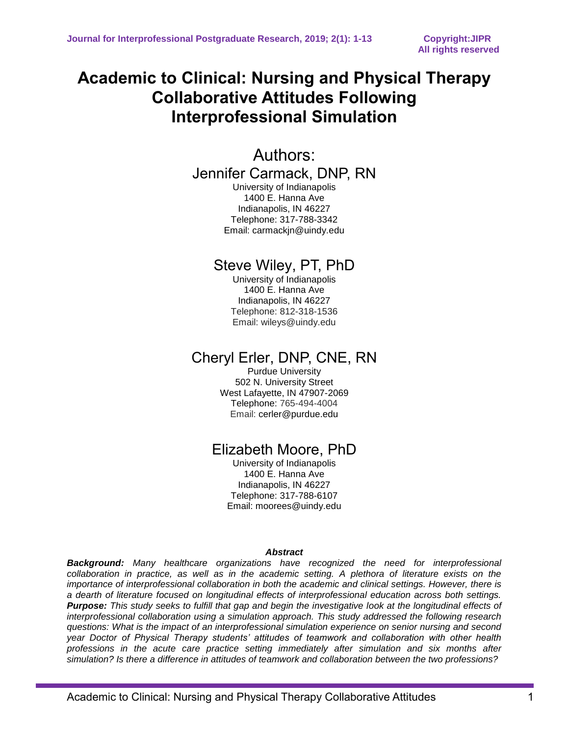# Academic to Clinical: Nursing and Physical Therapy Collaborative Attitudes Following Interprofessional Simulation

## Authors:

### Jennifer Carmack, DNP, RN

University of Indianapolis
1400 E. Hanna Ave
Indianapolis, IN 46227
Telephone: 317-788-3342
Email: carmackjn@uindy.edu

### Steve Wiley, PT, PhD

University of Indianapolis
1400 E. Hanna Ave
Indianapolis, IN 46227
Telephone: 812-318-1536
Email: wileys@uindy.edu

### Cheryl Erler, DNP, CNE, RN

Purdue University
502 N. University Street
West Lafayette, IN 47907-2069
Telephone: 765-494-4004
Email: cerler@purdue.edu

### Elizabeth Moore, PhD

University of Indianapolis
1400 E. Hanna Ave
Indianapolis, IN 46227
Telephone: 317-788-6107
Email: moorees@uindy.edu

***Abstract***

***Background:*** *Many healthcare organizations have recognized the need for interprofessional collaboration in practice, as well as in the academic setting. A plethora of literature exists on the importance of interprofessional collaboration in both the academic and clinical settings. However, there is a dearth of literature focused on longitudinal effects of interprofessional education across both settings.*
***Purpose:*** *This study seeks to fulfill that gap and begin the investigative look at the longitudinal effects of interprofessional collaboration using a simulation approach. This study addressed the following research questions: What is the impact of an interprofessional simulation experience on senior nursing and second year Doctor of Physical Therapy students' attitudes of teamwork and collaboration with other health professions in the acute care practice setting immediately after simulation and six months after simulation? Is there a difference in attitudes of teamwork and collaboration between the two professions?*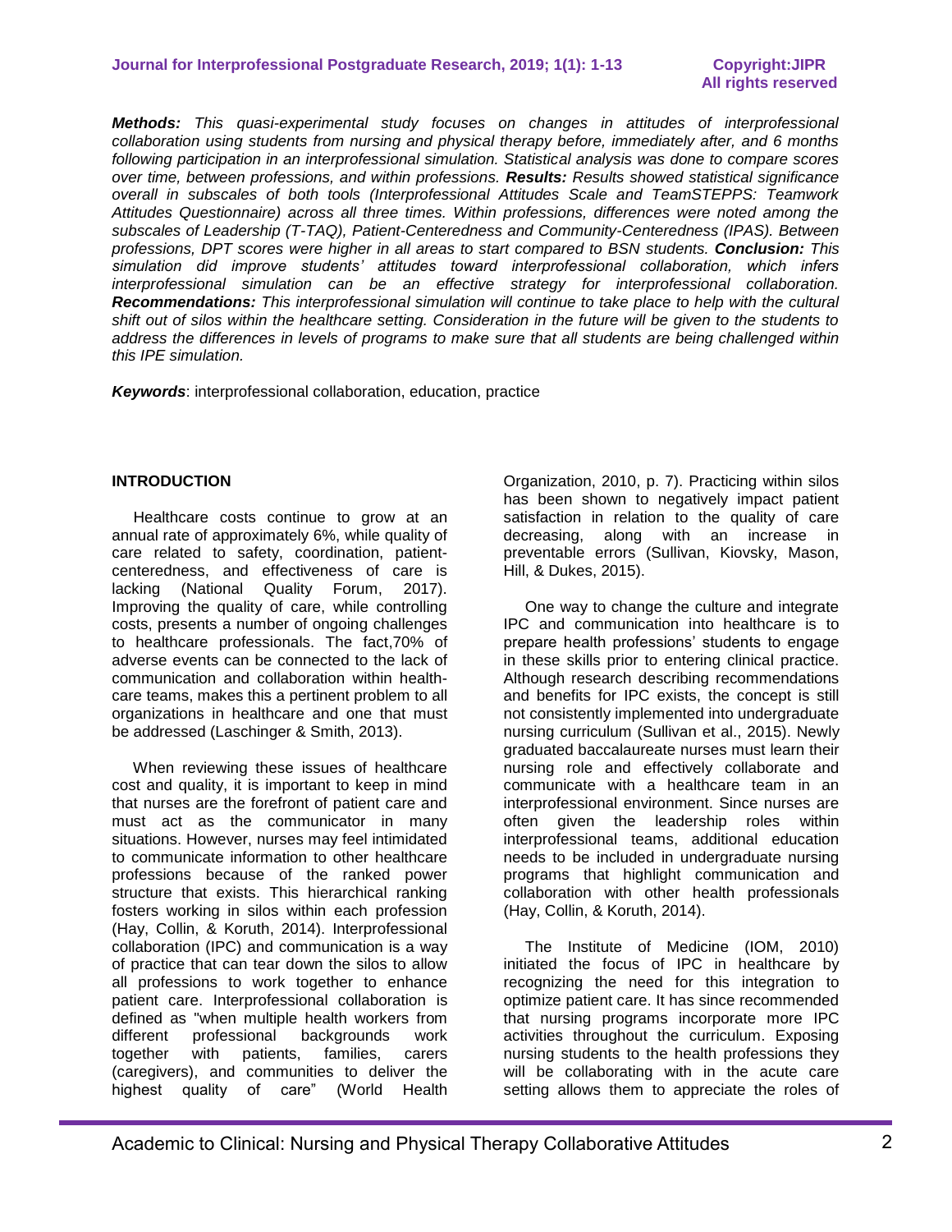***Methods:*** *This quasi-experimental study focuses on changes in attitudes of interprofessional collaboration using students from nursing and physical therapy before, immediately after, and 6 months following participation in an interprofessional simulation. Statistical analysis was done to compare scores over time, between professions, and within professions.* ***Results:*** *Results showed statistical significance overall in subscales of both tools (Interprofessional Attitudes Scale and TeamSTEPPS: Teamwork Attitudes Questionnaire) across all three times. Within professions, differences were noted among the subscales of Leadership (T-TAQ), Patient-Centeredness and Community-Centeredness (IPAS). Between professions, DPT scores were higher in all areas to start compared to BSN students.* ***Conclusion:*** *This simulation did improve students' attitudes toward interprofessional collaboration, which infers interprofessional simulation can be an effective strategy for interprofessional collaboration.* ***Recommendations:*** *This interprofessional simulation will continue to take place to help with the cultural shift out of silos within the healthcare setting. Consideration in the future will be given to the students to address the differences in levels of programs to make sure that all students are being challenged within this IPE simulation.*

***Keywords***: interprofessional collaboration, education, practice

## INTRODUCTION

Healthcare costs continue to grow at an annual rate of approximately 6%, while quality of care related to safety, coordination, patient-centeredness, and effectiveness of care is lacking (National Quality Forum, 2017). Improving the quality of care, while controlling costs, presents a number of ongoing challenges to healthcare professionals. The fact,70% of adverse events can be connected to the lack of communication and collaboration within health-care teams, makes this a pertinent problem to all organizations in healthcare and one that must be addressed (Laschinger & Smith, 2013).

When reviewing these issues of healthcare cost and quality, it is important to keep in mind that nurses are the forefront of patient care and must act as the communicator in many situations. However, nurses may feel intimidated to communicate information to other healthcare professions because of the ranked power structure that exists. This hierarchical ranking fosters working in silos within each profession (Hay, Collin, & Koruth, 2014). Interprofessional collaboration (IPC) and communication is a way of practice that can tear down the silos to allow all professions to work together to enhance patient care. Interprofessional collaboration is defined as "when multiple health workers from different professional backgrounds work together with patients, families, carers (caregivers), and communities to deliver the highest quality of care" (World Health Organization, 2010, p. 7). Practicing within silos has been shown to negatively impact patient satisfaction in relation to the quality of care decreasing, along with an increase in preventable errors (Sullivan, Kiovsky, Mason, Hill, & Dukes, 2015).

One way to change the culture and integrate IPC and communication into healthcare is to prepare health professions' students to engage in these skills prior to entering clinical practice. Although research describing recommendations and benefits for IPC exists, the concept is still not consistently implemented into undergraduate nursing curriculum (Sullivan et al., 2015). Newly graduated baccalaureate nurses must learn their nursing role and effectively collaborate and communicate with a healthcare team in an interprofessional environment. Since nurses are often given the leadership roles within interprofessional teams, additional education needs to be included in undergraduate nursing programs that highlight communication and collaboration with other health professionals (Hay, Collin, & Koruth, 2014).

The Institute of Medicine (IOM, 2010) initiated the focus of IPC in healthcare by recognizing the need for this integration to optimize patient care. It has since recommended that nursing programs incorporate more IPC activities throughout the curriculum. Exposing nursing students to the health professions they will be collaborating with in the acute care setting allows them to appreciate the roles of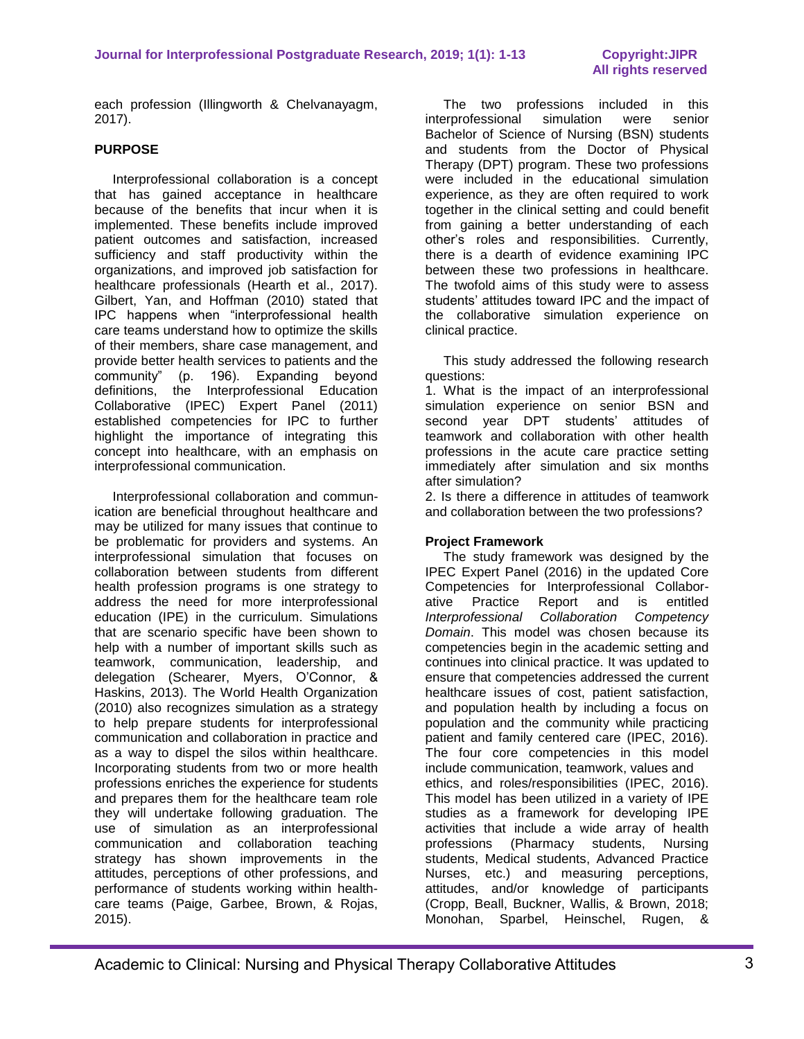each profession (Illingworth & Chelvanayagm, 2017).

**PURPOSE**

Interprofessional collaboration is a concept that has gained acceptance in healthcare because of the benefits that incur when it is implemented. These benefits include improved patient outcomes and satisfaction, increased sufficiency and staff productivity within the organizations, and improved job satisfaction for healthcare professionals (Hearth et al., 2017). Gilbert, Yan, and Hoffman (2010) stated that IPC happens when "interprofessional health care teams understand how to optimize the skills of their members, share case management, and provide better health services to patients and the community" (p. 196). Expanding beyond definitions, the Interprofessional Education Collaborative (IPEC) Expert Panel (2011) established competencies for IPC to further highlight the importance of integrating this concept into healthcare, with an emphasis on interprofessional communication.

Interprofessional collaboration and communication are beneficial throughout healthcare and may be utilized for many issues that continue to be problematic for providers and systems. An interprofessional simulation that focuses on collaboration between students from different health profession programs is one strategy to address the need for more interprofessional education (IPE) in the curriculum. Simulations that are scenario specific have been shown to help with a number of important skills such as teamwork, communication, leadership, and delegation (Schearer, Myers, O'Connor, & Haskins, 2013). The World Health Organization (2010) also recognizes simulation as a strategy to help prepare students for interprofessional communication and collaboration in practice and as a way to dispel the silos within healthcare. Incorporating students from two or more health professions enriches the experience for students and prepares them for the healthcare team role they will undertake following graduation. The use of simulation as an interprofessional communication and collaboration teaching strategy has shown improvements in the attitudes, perceptions of other professions, and performance of students working within healthcare teams (Paige, Garbee, Brown, & Rojas, 2015).

The two professions included in this interprofessional simulation were senior Bachelor of Science of Nursing (BSN) students and students from the Doctor of Physical Therapy (DPT) program. These two professions were included in the educational simulation experience, as they are often required to work together in the clinical setting and could benefit from gaining a better understanding of each other's roles and responsibilities. Currently, there is a dearth of evidence examining IPC between these two professions in healthcare. The twofold aims of this study were to assess students' attitudes toward IPC and the impact of the collaborative simulation experience on clinical practice.

This study addressed the following research questions:

1. What is the impact of an interprofessional simulation experience on senior BSN and second year DPT students' attitudes of teamwork and collaboration with other health professions in the acute care practice setting immediately after simulation and six months after simulation?
2. Is there a difference in attitudes of teamwork and collaboration between the two professions?

**Project Framework**

The study framework was designed by the IPEC Expert Panel (2016) in the updated Core Competencies for Interprofessional Collaborative Practice Report and is entitled *Interprofessional Collaboration Competency Domain*. This model was chosen because its competencies begin in the academic setting and continues into clinical practice. It was updated to ensure that competencies addressed the current healthcare issues of cost, patient satisfaction, and population health by including a focus on population and the community while practicing patient and family centered care (IPEC, 2016). The four core competencies in this model include communication, teamwork, values and ethics, and roles/responsibilities (IPEC, 2016). This model has been utilized in a variety of IPE studies as a framework for developing IPE activities that include a wide array of health professions (Pharmacy students, Nursing students, Medical students, Advanced Practice Nurses, etc.) and measuring perceptions, attitudes, and/or knowledge of participants (Cropp, Beall, Buckner, Wallis, & Brown, 2018; Monohan, Sparbel, Heinschel, Rugen, &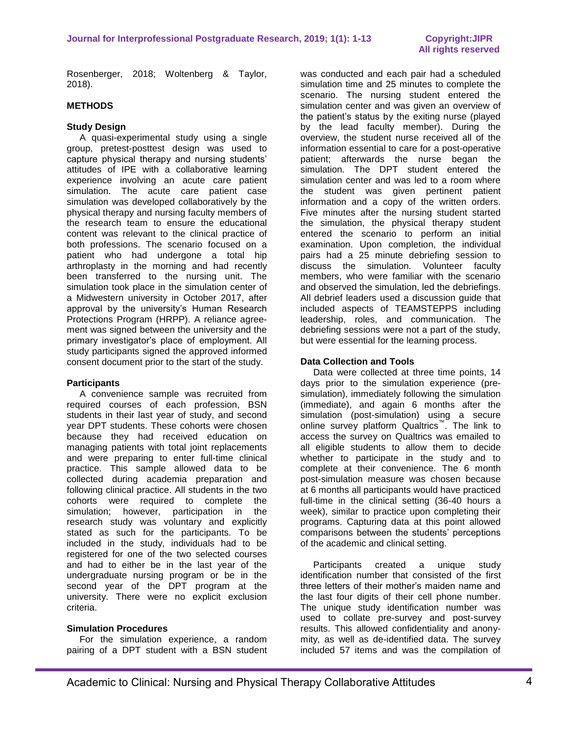Rosenberger, 2018; Woltenberg & Taylor, 2018).

## METHODS

### Study Design

A quasi-experimental study using a single group, pretest-posttest design was used to capture physical therapy and nursing students' attitudes of IPE with a collaborative learning experience involving an acute care patient simulation. The acute care patient case simulation was developed collaboratively by the physical therapy and nursing faculty members of the research team to ensure the educational content was relevant to the clinical practice of both professions. The scenario focused on a patient who had undergone a total hip arthroplasty in the morning and had recently been transferred to the nursing unit. The simulation took place in the simulation center of a Midwestern university in October 2017, after approval by the university's Human Research Protections Program (HRPP). A reliance agreement was signed between the university and the primary investigator's place of employment. All study participants signed the approved informed consent document prior to the start of the study.

### Participants

A convenience sample was recruited from required courses of each profession, BSN students in their last year of study, and second year DPT students. These cohorts were chosen because they had received education on managing patients with total joint replacements and were preparing to enter full-time clinical practice. This sample allowed data to be collected during academia preparation and following clinical practice. All students in the two cohorts were required to complete the simulation; however, participation in the research study was voluntary and explicitly stated as such for the participants. To be included in the study, individuals had to be registered for one of the two selected courses and had to either be in the last year of the undergraduate nursing program or be in the second year of the DPT program at the university. There were no explicit exclusion criteria.

### Simulation Procedures

For the simulation experience, a random pairing of a DPT student with a BSN student was conducted and each pair had a scheduled simulation time and 25 minutes to complete the scenario. The nursing student entered the simulation center and was given an overview of the patient's status by the exiting nurse (played by the lead faculty member). During the overview, the student nurse received all of the information essential to care for a post-operative patient; afterwards the nurse began the simulation. The DPT student entered the simulation center and was led to a room where the student was given pertinent patient information and a copy of the written orders. Five minutes after the nursing student started the simulation, the physical therapy student entered the scenario to perform an initial examination. Upon completion, the individual pairs had a 25 minute debriefing session to discuss the simulation. Volunteer faculty members, who were familiar with the scenario and observed the simulation, led the debriefings. All debrief leaders used a discussion guide that included aspects of TEAMSTEPPS including leadership, roles, and communication. The debriefing sessions were not a part of the study, but were essential for the learning process.

### Data Collection and Tools

Data were collected at three time points, 14 days prior to the simulation experience (pre-simulation), immediately following the simulation (immediate), and again 6 months after the simulation (post-simulation) using a secure online survey platform Qualtrics™. The link to access the survey on Qualtrics was emailed to all eligible students to allow them to decide whether to participate in the study and to complete at their convenience. The 6 month post-simulation measure was chosen because at 6 months all participants would have practiced full-time in the clinical setting (36-40 hours a week), similar to practice upon completing their programs. Capturing data at this point allowed comparisons between the students' perceptions of the academic and clinical setting.

Participants created a unique study identification number that consisted of the first three letters of their mother's maiden name and the last four digits of their cell phone number. The unique study identification number was used to collate pre-survey and post-survey results. This allowed confidentiality and anonymity, as well as de-identified data. The survey included 57 items and was the compilation of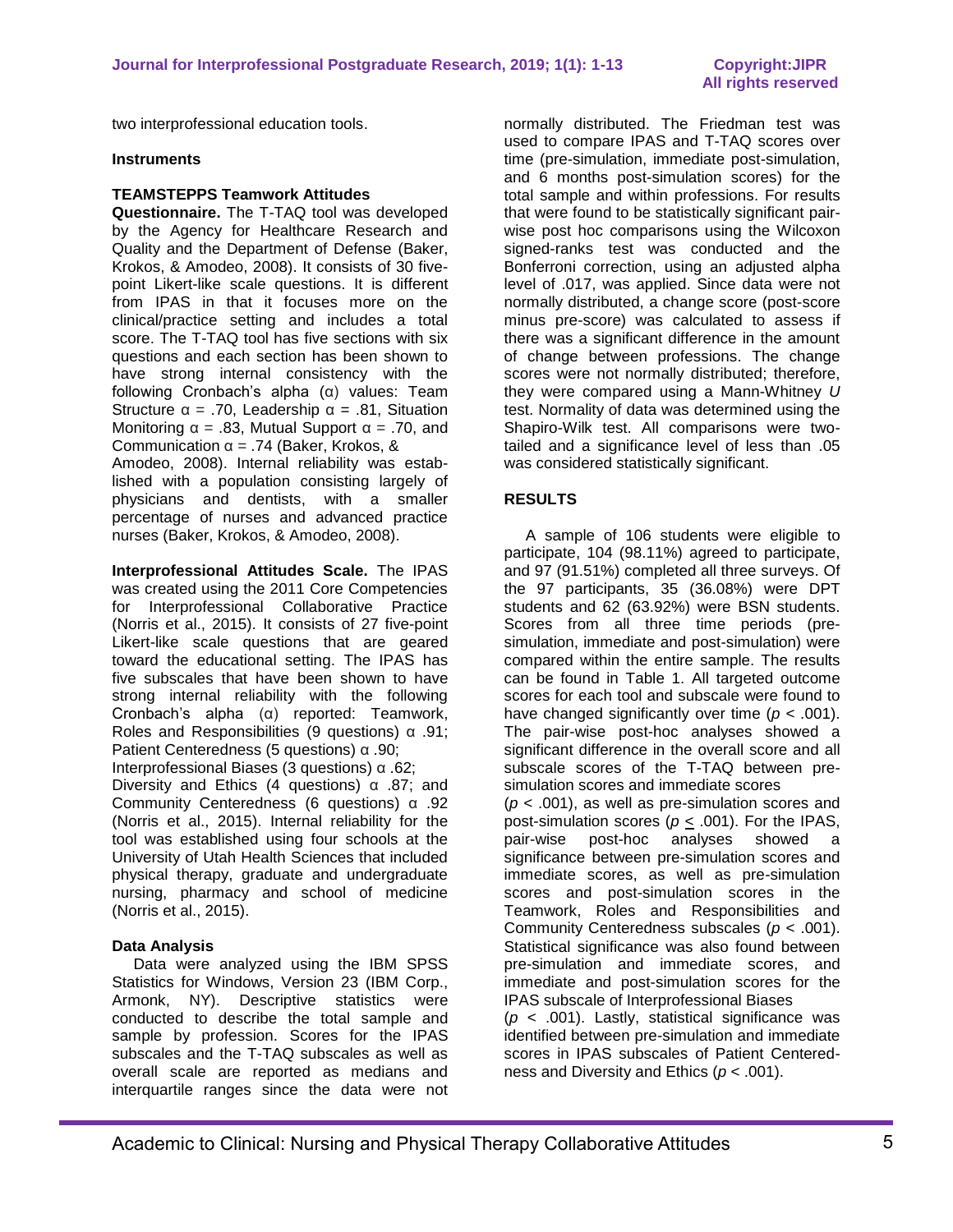two interprofessional education tools.

### Instruments

**TEAMSTEPPS Teamwork Attitudes Questionnaire.** The T-TAQ tool was developed by the Agency for Healthcare Research and Quality and the Department of Defense (Baker, Krokos, & Amodeo, 2008). It consists of 30 five-point Likert-like scale questions. It is different from IPAS in that it focuses more on the clinical/practice setting and includes a total score. The T-TAQ tool has five sections with six questions and each section has been shown to have strong internal consistency with the following Cronbach's alpha (α) values: Team Structure α = .70, Leadership α = .81, Situation Monitoring α = .83, Mutual Support α = .70, and Communication α = .74 (Baker, Krokos, & Amodeo, 2008). Internal reliability was established with a population consisting largely of physicians and dentists, with a smaller percentage of nurses and advanced practice nurses (Baker, Krokos, & Amodeo, 2008).

**Interprofessional Attitudes Scale.** The IPAS was created using the 2011 Core Competencies for Interprofessional Collaborative Practice (Norris et al., 2015). It consists of 27 five-point Likert-like scale questions that are geared toward the educational setting. The IPAS has five subscales that have been shown to have strong internal reliability with the following Cronbach's alpha (α) reported: Teamwork, Roles and Responsibilities (9 questions) α .91; Patient Centeredness (5 questions) α .90; Interprofessional Biases (3 questions) α .62; Diversity and Ethics (4 questions) α .87; and Community Centeredness (6 questions) α .92 (Norris et al., 2015). Internal reliability for the tool was established using four schools at the University of Utah Health Sciences that included physical therapy, graduate and undergraduate nursing, pharmacy and school of medicine (Norris et al., 2015).

### Data Analysis

Data were analyzed using the IBM SPSS Statistics for Windows, Version 23 (IBM Corp., Armonk, NY). Descriptive statistics were conducted to describe the total sample and sample by profession. Scores for the IPAS subscales and the T-TAQ subscales as well as overall scale are reported as medians and interquartile ranges since the data were not normally distributed. The Friedman test was used to compare IPAS and T-TAQ scores over time (pre-simulation, immediate post-simulation, and 6 months post-simulation scores) for the total sample and within professions. For results that were found to be statistically significant pair-wise post hoc comparisons using the Wilcoxon signed-ranks test was conducted and the Bonferroni correction, using an adjusted alpha level of .017, was applied. Since data were not normally distributed, a change score (post-score minus pre-score) was calculated to assess if there was a significant difference in the amount of change between professions. The change scores were not normally distributed; therefore, they were compared using a Mann-Whitney *U* test. Normality of data was determined using the Shapiro-Wilk test. All comparisons were two-tailed and a significance level of less than .05 was considered statistically significant.

## RESULTS

A sample of 106 students were eligible to participate, 104 (98.11%) agreed to participate, and 97 (91.51%) completed all three surveys. Of the 97 participants, 35 (36.08%) were DPT students and 62 (63.92%) were BSN students. Scores from all three time periods (pre-simulation, immediate and post-simulation) were compared within the entire sample. The results can be found in Table 1. All targeted outcome scores for each tool and subscale were found to have changed significantly over time ($p < .001$). The pair-wise post-hoc analyses showed a significant difference in the overall score and all subscale scores of the T-TAQ between pre-simulation scores and immediate scores ($p < .001$), as well as pre-simulation scores and post-simulation scores ($p \leq .001$). For the IPAS, pair-wise post-hoc analyses showed a significance between pre-simulation scores and immediate scores, as well as pre-simulation scores and post-simulation scores in the Teamwork, Roles and Responsibilities and Community Centeredness subscales ($p < .001$). Statistical significance was also found between pre-simulation and immediate scores, and immediate and post-simulation scores for the IPAS subscale of Interprofessional Biases ($p < .001$). Lastly, statistical significance was identified between pre-simulation and immediate scores in IPAS subscales of Patient Centeredness and Diversity and Ethics ($p < .001$).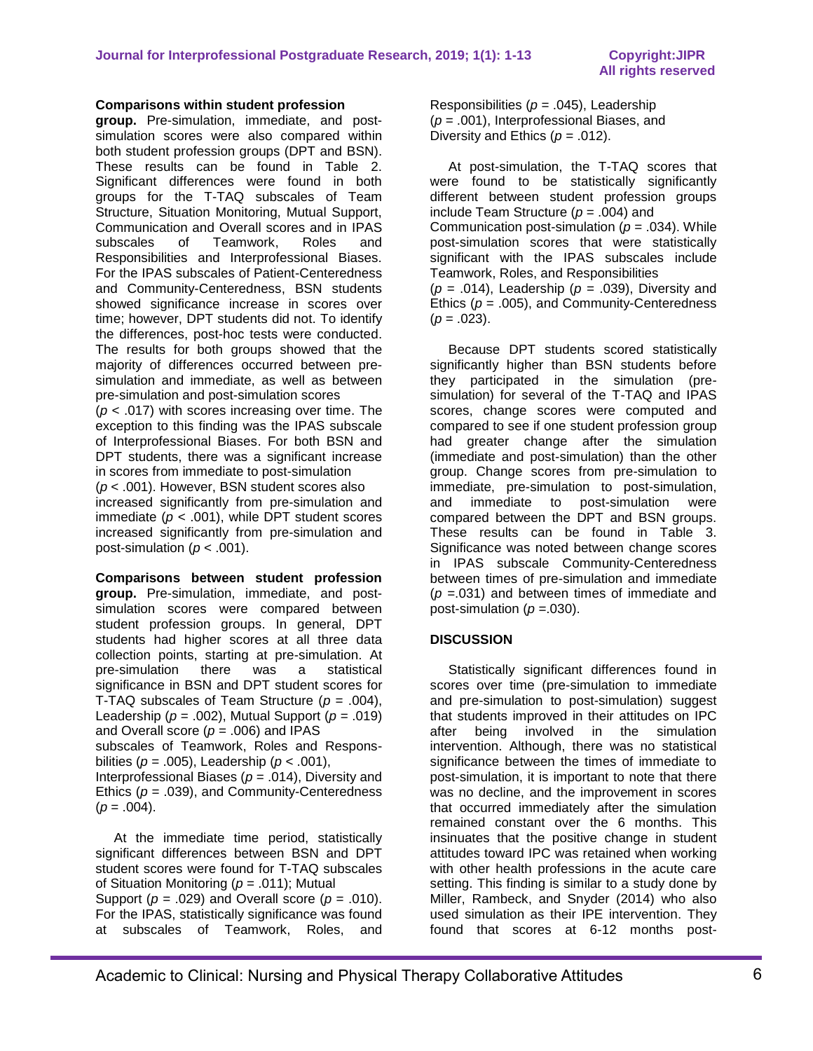**Comparisons within student profession group.** Pre-simulation, immediate, and post-simulation scores were also compared within both student profession groups (DPT and BSN). These results can be found in Table 2. Significant differences were found in both groups for the T-TAQ subscales of Team Structure, Situation Monitoring, Mutual Support, Communication and Overall scores and in IPAS subscales of Teamwork, Roles and Responsibilities and Interprofessional Biases. For the IPAS subscales of Patient-Centeredness and Community-Centeredness, BSN students showed significance increase in scores over time; however, DPT students did not. To identify the differences, post-hoc tests were conducted. The results for both groups showed that the majority of differences occurred between pre-simulation and immediate, as well as between pre-simulation and post-simulation scores ($p < .017$) with scores increasing over time. The exception to this finding was the IPAS subscale of Interprofessional Biases. For both BSN and DPT students, there was a significant increase in scores from immediate to post-simulation ($p < .001$). However, BSN student scores also increased significantly from pre-simulation and immediate ($p < .001$), while DPT student scores increased significantly from pre-simulation and post-simulation ($p < .001$).

**Comparisons between student profession group.** Pre-simulation, immediate, and post-simulation scores were compared between student profession groups. In general, DPT students had higher scores at all three data collection points, starting at pre-simulation. At pre-simulation there was a statistical significance in BSN and DPT student scores for T-TAQ subscales of Team Structure ($p = .004$), Leadership ($p = .002$), Mutual Support ($p = .019$) and Overall score ($p = .006$) and IPAS subscales of Teamwork, Roles and Responsbilities ($p = .005$), Leadership ($p < .001$), Interprofessional Biases ($p = .014$), Diversity and Ethics ($p = .039$), and Community-Centeredness ($p = .004$).

At the immediate time period, statistically significant differences between BSN and DPT student scores were found for T-TAQ subscales of Situation Monitoring ($p = .011$); Mutual Support ($p = .029$) and Overall score ($p = .010$). For the IPAS, statistically significance was found at subscales of Teamwork, Roles, and Responsibilities ($p = .045$), Leadership ($p = .001$), Interprofessional Biases, and Diversity and Ethics ($p = .012$).

At post-simulation, the T-TAQ scores that were found to be statistically significantly different between student profession groups include Team Structure ($p = .004$) and Communication post-simulation ($p = .034$). While post-simulation scores that were statistically significant with the IPAS subscales include Teamwork, Roles, and Responsibilities ($p = .014$), Leadership ($p = .039$), Diversity and Ethics ($p = .005$), and Community-Centeredness ($p = .023$).

Because DPT students scored statistically significantly higher than BSN students before they participated in the simulation (pre-simulation) for several of the T-TAQ and IPAS scores, change scores were computed and compared to see if one student profession group had greater change after the simulation (immediate and post-simulation) than the other group. Change scores from pre-simulation to immediate, pre-simulation to post-simulation, and immediate to post-simulation were compared between the DPT and BSN groups. These results can be found in Table 3. Significance was noted between change scores in IPAS subscale Community-Centeredness between times of pre-simulation and immediate ($p = .031$) and between times of immediate and post-simulation ($p = .030$).

## DISCUSSION

Statistically significant differences found in scores over time (pre-simulation to immediate and pre-simulation to post-simulation) suggest that students improved in their attitudes on IPC after being involved in the simulation intervention. Although, there was no statistical significance between the times of immediate to post-simulation, it is important to note that there was no decline, and the improvement in scores that occurred immediately after the simulation remained constant over the 6 months. This insinuates that the positive change in student attitudes toward IPC was retained when working with other health professions in the acute care setting. This finding is similar to a study done by Miller, Rambeck, and Snyder (2014) who also used simulation as their IPE intervention. They found that scores at 6-12 months post-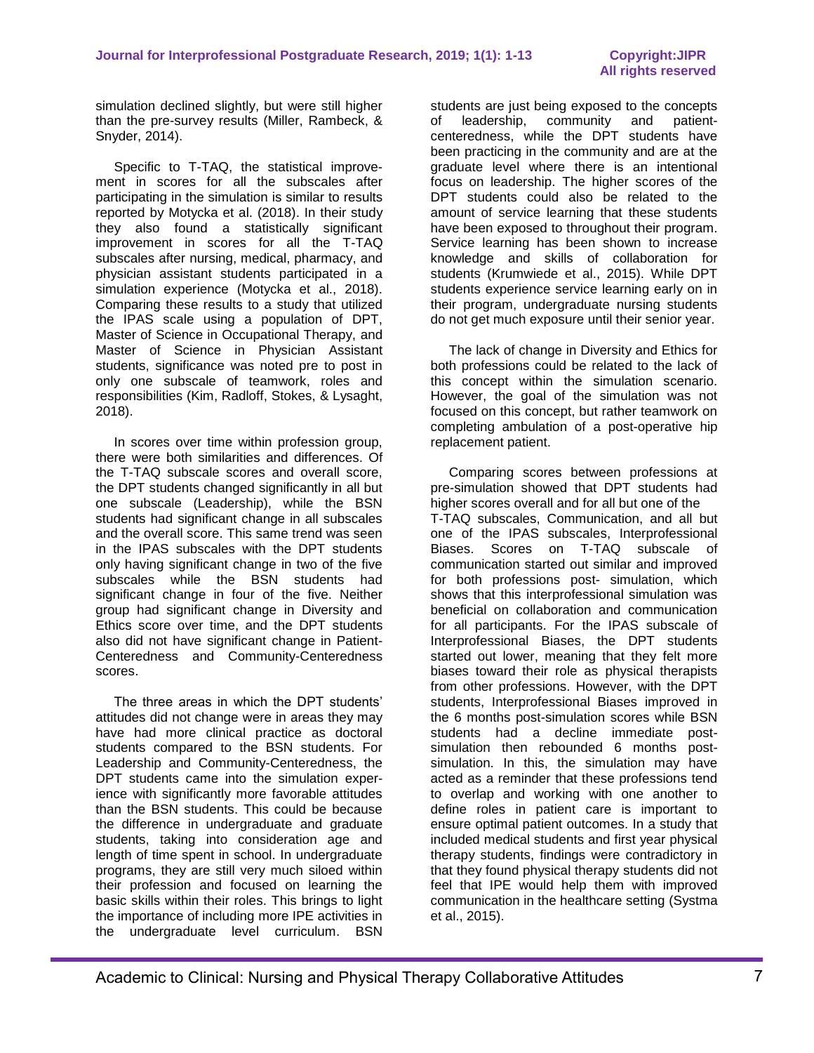simulation declined slightly, but were still higher than the pre-survey results (Miller, Rambeck, & Snyder, 2014).

Specific to T-TAQ, the statistical improvement in scores for all the subscales after participating in the simulation is similar to results reported by Motycka et al. (2018). In their study they also found a statistically significant improvement in scores for all the T-TAQ subscales after nursing, medical, pharmacy, and physician assistant students participated in a simulation experience (Motycka et al., 2018). Comparing these results to a study that utilized the IPAS scale using a population of DPT, Master of Science in Occupational Therapy, and Master of Science in Physician Assistant students, significance was noted pre to post in only one subscale of teamwork, roles and responsibilities (Kim, Radloff, Stokes, & Lysaght, 2018).

In scores over time within profession group, there were both similarities and differences. Of the T-TAQ subscale scores and overall score, the DPT students changed significantly in all but one subscale (Leadership), while the BSN students had significant change in all subscales and the overall score. This same trend was seen in the IPAS subscales with the DPT students only having significant change in two of the five subscales while the BSN students had significant change in four of the five. Neither group had significant change in Diversity and Ethics score over time, and the DPT students also did not have significant change in Patient-Centeredness and Community-Centeredness scores.

The three areas in which the DPT students' attitudes did not change were in areas they may have had more clinical practice as doctoral students compared to the BSN students. For Leadership and Community-Centeredness, the DPT students came into the simulation experience with significantly more favorable attitudes than the BSN students. This could be because the difference in undergraduate and graduate students, taking into consideration age and length of time spent in school. In undergraduate programs, they are still very much siloed within their profession and focused on learning the basic skills within their roles. This brings to light the importance of including more IPE activities in the undergraduate level curriculum. BSN students are just being exposed to the concepts of leadership, community and patient-centeredness, while the DPT students have been practicing in the community and are at the graduate level where there is an intentional focus on leadership. The higher scores of the DPT students could also be related to the amount of service learning that these students have been exposed to throughout their program. Service learning has been shown to increase knowledge and skills of collaboration for students (Krumwiede et al., 2015). While DPT students experience service learning early on in their program, undergraduate nursing students do not get much exposure until their senior year.

The lack of change in Diversity and Ethics for both professions could be related to the lack of this concept within the simulation scenario. However, the goal of the simulation was not focused on this concept, but rather teamwork on completing ambulation of a post-operative hip replacement patient.

Comparing scores between professions at pre-simulation showed that DPT students had higher scores overall and for all but one of the T-TAQ subscales, Communication, and all but one of the IPAS subscales, Interprofessional Biases. Scores on T-TAQ subscale of communication started out similar and improved for both professions post- simulation, which shows that this interprofessional simulation was beneficial on collaboration and communication for all participants. For the IPAS subscale of Interprofessional Biases, the DPT students started out lower, meaning that they felt more biases toward their role as physical therapists from other professions. However, with the DPT students, Interprofessional Biases improved in the 6 months post-simulation scores while BSN students had a decline immediate post-simulation then rebounded 6 months post-simulation. In this, the simulation may have acted as a reminder that these professions tend to overlap and working with one another to define roles in patient care is important to ensure optimal patient outcomes. In a study that included medical students and first year physical therapy students, findings were contradictory in that they found physical therapy students did not feel that IPE would help them with improved communication in the healthcare setting (Systma et al., 2015).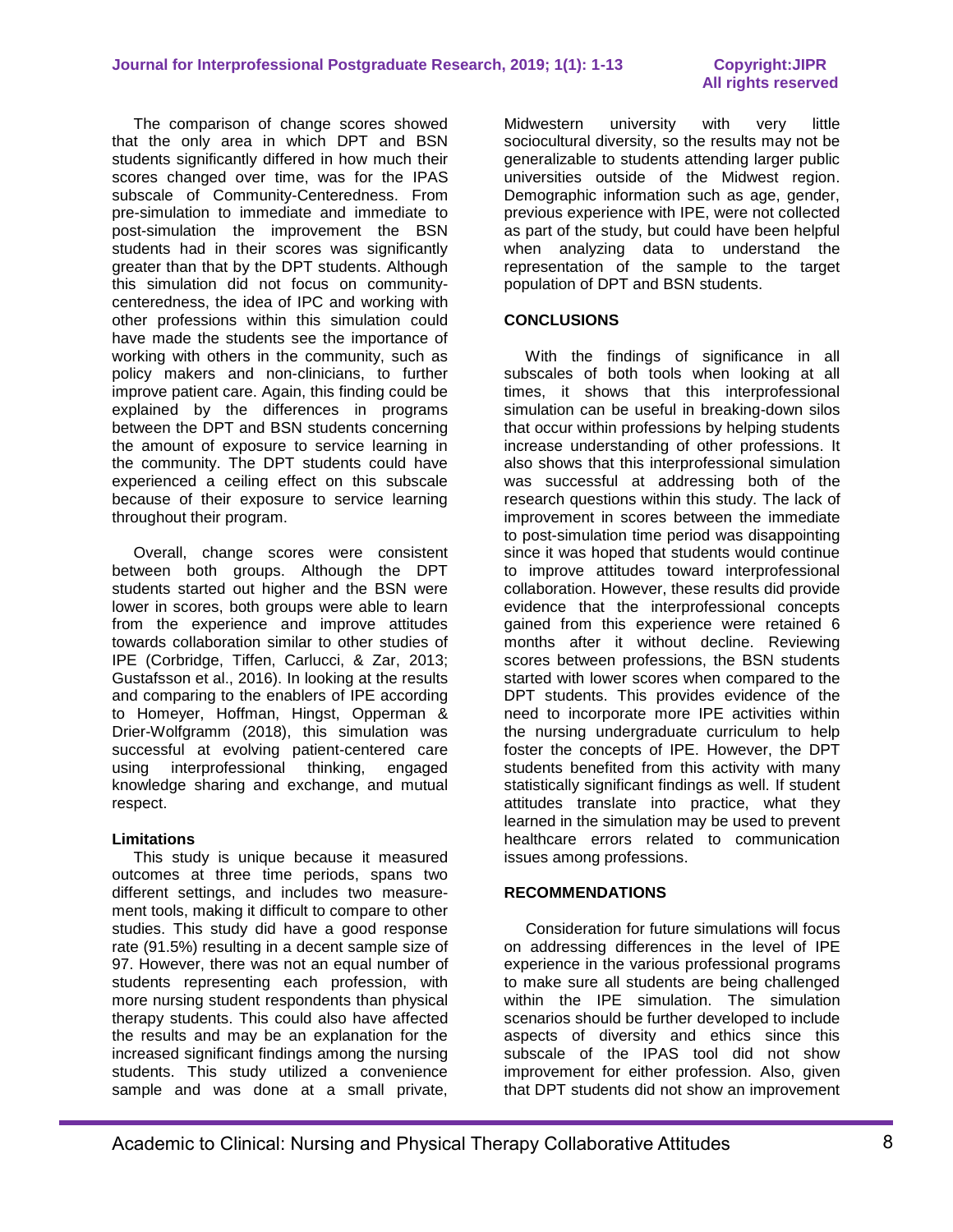The comparison of change scores showed that the only area in which DPT and BSN students significantly differed in how much their scores changed over time, was for the IPAS subscale of Community-Centeredness. From pre-simulation to immediate and immediate to post-simulation the improvement the BSN students had in their scores was significantly greater than that by the DPT students. Although this simulation did not focus on community-centeredness, the idea of IPC and working with other professions within this simulation could have made the students see the importance of working with others in the community, such as policy makers and non-clinicians, to further improve patient care. Again, this finding could be explained by the differences in programs between the DPT and BSN students concerning the amount of exposure to service learning in the community. The DPT students could have experienced a ceiling effect on this subscale because of their exposure to service learning throughout their program.

Overall, change scores were consistent between both groups. Although the DPT students started out higher and the BSN were lower in scores, both groups were able to learn from the experience and improve attitudes towards collaboration similar to other studies of IPE (Corbridge, Tiffen, Carlucci, & Zar, 2013; Gustafsson et al., 2016). In looking at the results and comparing to the enablers of IPE according to Homeyer, Hoffman, Hingst, Opperman & Drier-Wolfgramm (2018), this simulation was successful at evolving patient-centered care using interprofessional thinking, engaged knowledge sharing and exchange, and mutual respect.

**Limitations**

This study is unique because it measured outcomes at three time periods, spans two different settings, and includes two measurement tools, making it difficult to compare to other studies. This study did have a good response rate (91.5%) resulting in a decent sample size of 97. However, there was not an equal number of students representing each profession, with more nursing student respondents than physical therapy students. This could also have affected the results and may be an explanation for the increased significant findings among the nursing students. This study utilized a convenience sample and was done at a small private, Midwestern university with very little sociocultural diversity, so the results may not be generalizable to students attending larger public universities outside of the Midwest region. Demographic information such as age, gender, previous experience with IPE, were not collected as part of the study, but could have been helpful when analyzing data to understand the representation of the sample to the target population of DPT and BSN students.

## CONCLUSIONS

With the findings of significance in all subscales of both tools when looking at all times, it shows that this interprofessional simulation can be useful in breaking-down silos that occur within professions by helping students increase understanding of other professions. It also shows that this interprofessional simulation was successful at addressing both of the research questions within this study. The lack of improvement in scores between the immediate to post-simulation time period was disappointing since it was hoped that students would continue to improve attitudes toward interprofessional collaboration. However, these results did provide evidence that the interprofessional concepts gained from this experience were retained 6 months after it without decline. Reviewing scores between professions, the BSN students started with lower scores when compared to the DPT students. This provides evidence of the need to incorporate more IPE activities within the nursing undergraduate curriculum to help foster the concepts of IPE. However, the DPT students benefited from this activity with many statistically significant findings as well. If student attitudes translate into practice, what they learned in the simulation may be used to prevent healthcare errors related to communication issues among professions.

## RECOMMENDATIONS

Consideration for future simulations will focus on addressing differences in the level of IPE experience in the various professional programs to make sure all students are being challenged within the IPE simulation. The simulation scenarios should be further developed to include aspects of diversity and ethics since this subscale of the IPAS tool did not show improvement for either profession. Also, given that DPT students did not show an improvement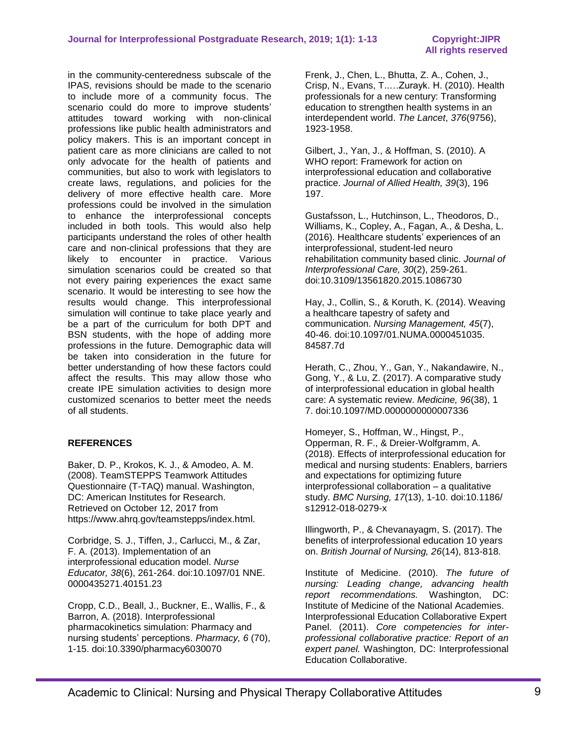in the community-centeredness subscale of the IPAS, revisions should be made to the scenario to include more of a community focus. The scenario could do more to improve students' attitudes toward working with non-clinical professions like public health administrators and policy makers. This is an important concept in patient care as more clinicians are called to not only advocate for the health of patients and communities, but also to work with legislators to create laws, regulations, and policies for the delivery of more effective health care. More professions could be involved in the simulation to enhance the interprofessional concepts included in both tools. This would also help participants understand the roles of other health care and non-clinical professions that they are likely to encounter in practice. Various simulation scenarios could be created so that not every pairing experiences the exact same scenario. It would be interesting to see how the results would change. This interprofessional simulation will continue to take place yearly and be a part of the curriculum for both DPT and BSN students, with the hope of adding more professions in the future. Demographic data will be taken into consideration in the future for better understanding of how these factors could affect the results. This may allow those who create IPE simulation activities to design more customized scenarios to better meet the needs of all students.

## REFERENCES

Baker, D. P., Krokos, K. J., & Amodeo, A. M. (2008). TeamSTEPPS Teamwork Attitudes Questionnaire (T-TAQ) manual. Washington, DC: American Institutes for Research. Retrieved on October 12, 2017 from https://www.ahrq.gov/teamstepps/index.html.

Corbridge, S. J., Tiffen, J., Carlucci, M., & Zar, F. A. (2013). Implementation of an interprofessional education model. *Nurse Educator, 38*(6), 261-264. doi:10.1097/01 NNE. 0000435271.40151.23

Cropp, C.D., Beall, J., Buckner, E., Wallis, F., & Barron, A. (2018). Interprofessional pharmacokinetics simulation: Pharmacy and nursing students' perceptions. *Pharmacy, 6* (70), 1-15. doi:10.3390/pharmacy6030070

Frenk, J., Chen, L., Bhutta, Z. A., Cohen, J., Crisp, N., Evans, T.….Zurayk. H. (2010). Health professionals for a new century: Transforming education to strengthen health systems in an interdependent world. *The Lancet*, *376*(9756), 1923-1958.

Gilbert, J., Yan, J., & Hoffman, S. (2010). A WHO report: Framework for action on interprofessional education and collaborative practice. *Journal of Allied Health, 39*(3), 196 197.

Gustafsson, L., Hutchinson, L., Theodoros, D., Williams, K., Copley, A., Fagan, A., & Desha, L. (2016). Healthcare students' experiences of an interprofessional, student-led neuro rehabilitation community based clinic. *Journal of Interprofessional Care, 30*(2), 259-261. doi:10.3109/13561820.2015.1086730

Hay, J., Collin, S., & Koruth, K. (2014). Weaving a healthcare tapestry of safety and communication. *Nursing Management, 45*(7), 40-46. doi:10.1097/01.NUMA.0000451035. 84587.7d

Herath, C., Zhou, Y., Gan, Y., Nakandawire, N., Gong, Y., & Lu, Z. (2017). A comparative study of interprofessional education in global health care: A systematic review. *Medicine, 96*(38), 1 7. doi:10.1097/MD.0000000000007336

Homeyer, S., Hoffman, W., Hingst, P., Opperman, R. F., & Dreier-Wolfgramm, A. (2018). Effects of interprofessional education for medical and nursing students: Enablers, barriers and expectations for optimizing future interprofessional collaboration – a qualitative study. *BMC Nursing, 17*(13), 1-10. doi:10.1186/ s12912-018-0279-x

Illingworth, P., & Chevanayagm, S. (2017). The benefits of interprofessional education 10 years on. *British Journal of Nursing, 26*(14), 813-818.

Institute of Medicine. (2010). *The future of nursing: Leading change, advancing health report recommendations.* Washington, DC: Institute of Medicine of the National Academies. Interprofessional Education Collaborative Expert Panel. (2011). *Core competencies for inter-professional collaborative practice: Report of an expert panel.* Washington, DC: Interprofessional Education Collaborative.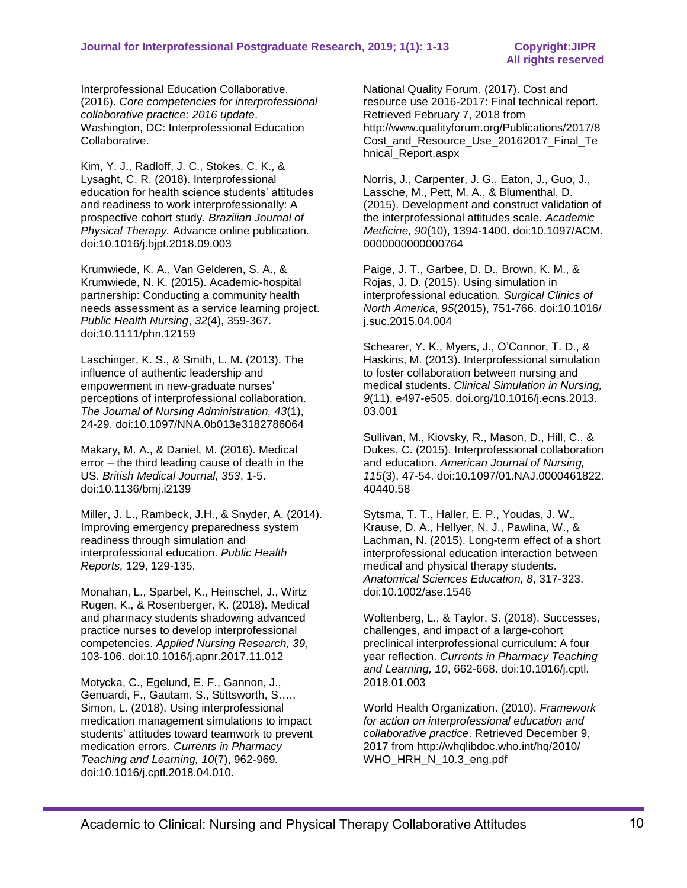Interprofessional Education Collaborative. (2016). *Core competencies for interprofessional collaborative practice: 2016 update*. Washington, DC: Interprofessional Education Collaborative.

Kim, Y. J., Radloff, J. C., Stokes, C. K., & Lysaght, C. R. (2018). Interprofessional education for health science students' attitudes and readiness to work interprofessionally: A prospective cohort study. *Brazilian Journal of Physical Therapy.* Advance online publication. doi:10.1016/j.bjpt.2018.09.003

Krumwiede, K. A., Van Gelderen, S. A., & Krumwiede, N. K. (2015). Academic-hospital partnership: Conducting a community health needs assessment as a service learning project. *Public Health Nursing*, *32*(4), 359-367. doi:10.1111/phn.12159

Laschinger, K. S., & Smith, L. M. (2013). The influence of authentic leadership and empowerment in new-graduate nurses' perceptions of interprofessional collaboration. *The Journal of Nursing Administration, 43*(1), 24-29. doi:10.1097/NNA.0b013e3182786064

Makary, M. A., & Daniel, M. (2016). Medical error – the third leading cause of death in the US. *British Medical Journal, 353*, 1-5. doi:10.1136/bmj.i2139

Miller, J. L., Rambeck, J.H., & Snyder, A. (2014). Improving emergency preparedness system readiness through simulation and interprofessional education. *Public Health Reports,* 129, 129-135.

Monahan, L., Sparbel, K., Heinschel, J., Wirtz Rugen, K., & Rosenberger, K. (2018). Medical and pharmacy students shadowing advanced practice nurses to develop interprofessional competencies. *Applied Nursing Research, 39*, 103-106. doi:10.1016/j.apnr.2017.11.012

Motycka, C., Egelund, E. F., Gannon, J., Genuardi, F., Gautam, S., Stittsworth, S….. Simon, L. (2018). Using interprofessional medication management simulations to impact students' attitudes toward teamwork to prevent medication errors. *Currents in Pharmacy Teaching and Learning, 10*(7), 962-969*.* doi:10.1016/j.cptl.2018.04.010.

National Quality Forum. (2017). Cost and resource use 2016-2017: Final technical report. Retrieved February 7, 2018 from http://www.qualityforum.org/Publications/2017/8Cost_and_Resource_Use_20162017_Final_Tehnical_Report.aspx

Norris, J., Carpenter, J. G., Eaton, J., Guo, J., Lassche, M., Pett, M. A., & Blumenthal, D. (2015). Development and construct validation of the interprofessional attitudes scale. *Academic Medicine, 90*(10), 1394-1400. doi:10.1097/ACM.0000000000000764

Paige, J. T., Garbee, D. D., Brown, K. M., & Rojas, J. D. (2015). Using simulation in interprofessional education. *Surgical Clinics of North America*, *95*(2015), 751-766. doi:10.1016/j.suc.2015.04.004

Schearer, Y. K., Myers, J., O'Connor, T. D., & Haskins, M. (2013). Interprofessional simulation to foster collaboration between nursing and medical students. *Clinical Simulation in Nursing, 9*(11), e497-e505. doi.org/10.1016/j.ecns.2013.03.001

Sullivan, M., Kiovsky, R., Mason, D., Hill, C., & Dukes, C. (2015). Interprofessional collaboration and education. *American Journal of Nursing, 115*(3), 47-54. doi:10.1097/01.NAJ.0000461822.40440.58

Sytsma, T. T., Haller, E. P., Youdas, J. W., Krause, D. A., Hellyer, N. J., Pawlina, W., & Lachman, N. (2015). Long-term effect of a short interprofessional education interaction between medical and physical therapy students. *Anatomical Sciences Education, 8*, 317-323. doi:10.1002/ase.1546

Woltenberg, L., & Taylor, S. (2018). Successes, challenges, and impact of a large-cohort preclinical interprofessional curriculum: A four year reflection. *Currents in Pharmacy Teaching and Learning, 10*, 662-668. doi:10.1016/j.cptl.2018.01.003

World Health Organization. (2010). *Framework for action on interprofessional education and collaborative practice*. Retrieved December 9, 2017 from http://whqlibdoc.who.int/hq/2010/WHO_HRH_N_10.3_eng.pdf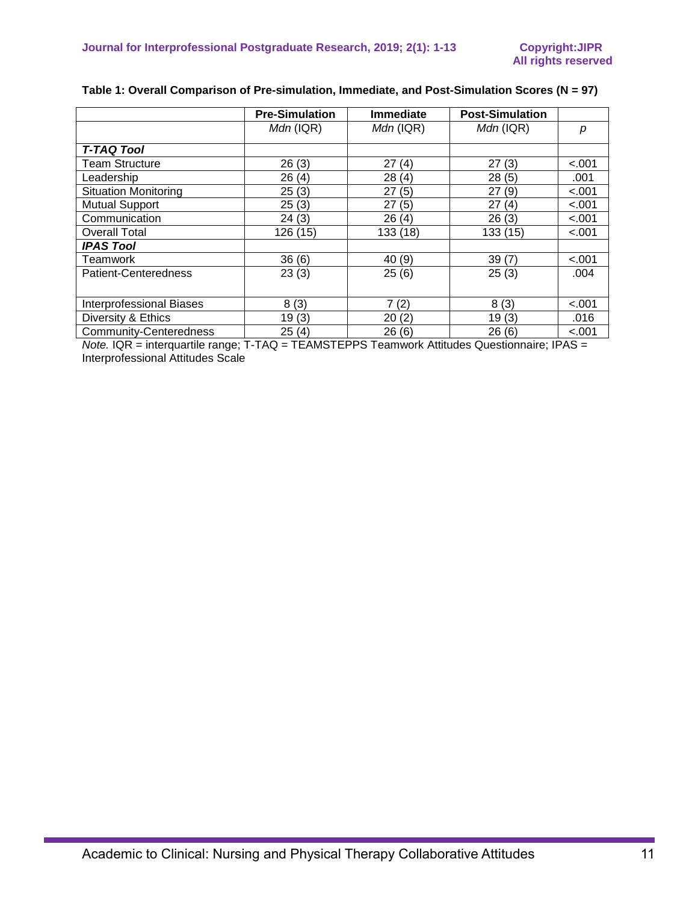**Table 1: Overall Comparison of Pre-simulation, Immediate, and Post-Simulation Scores (N = 97)**

| | Pre-Simulation | Immediate | Post-Simulation | |
|---|---|---|---|---|
| | *Mdn* (IQR) | *Mdn* (IQR) | *Mdn* (IQR) | *p* |
| ***T-TAQ Tool*** | | | | |
| Team Structure | 26 (3) | 27 (4) | 27 (3) | <.001 |
| Leadership | 26 (4) | 28 (4) | 28 (5) | .001 |
| Situation Monitoring | 25 (3) | 27 (5) | 27 (9) | <.001 |
| Mutual Support | 25 (3) | 27 (5) | 27 (4) | <.001 |
| Communication | 24 (3) | 26 (4) | 26 (3) | <.001 |
| Overall Total | 126 (15) | 133 (18) | 133 (15) | <.001 |
| ***IPAS Tool*** | | | | |
| Teamwork | 36 (6) | 40 (9) | 39 (7) | <.001 |
| Patient-Centeredness | 23 (3) | 25 (6) | 25 (3) | .004 |
| Interprofessional Biases | 8 (3) | 7 (2) | 8 (3) | <.001 |
| Diversity & Ethics | 19 (3) | 20 (2) | 19 (3) | .016 |
| Community-Centeredness | 25 (4) | 26 (6) | 26 (6) | <.001 |

*Note.* IQR = interquartile range; T-TAQ = TEAMSTEPPS Teamwork Attitudes Questionnaire; IPAS = Interprofessional Attitudes Scale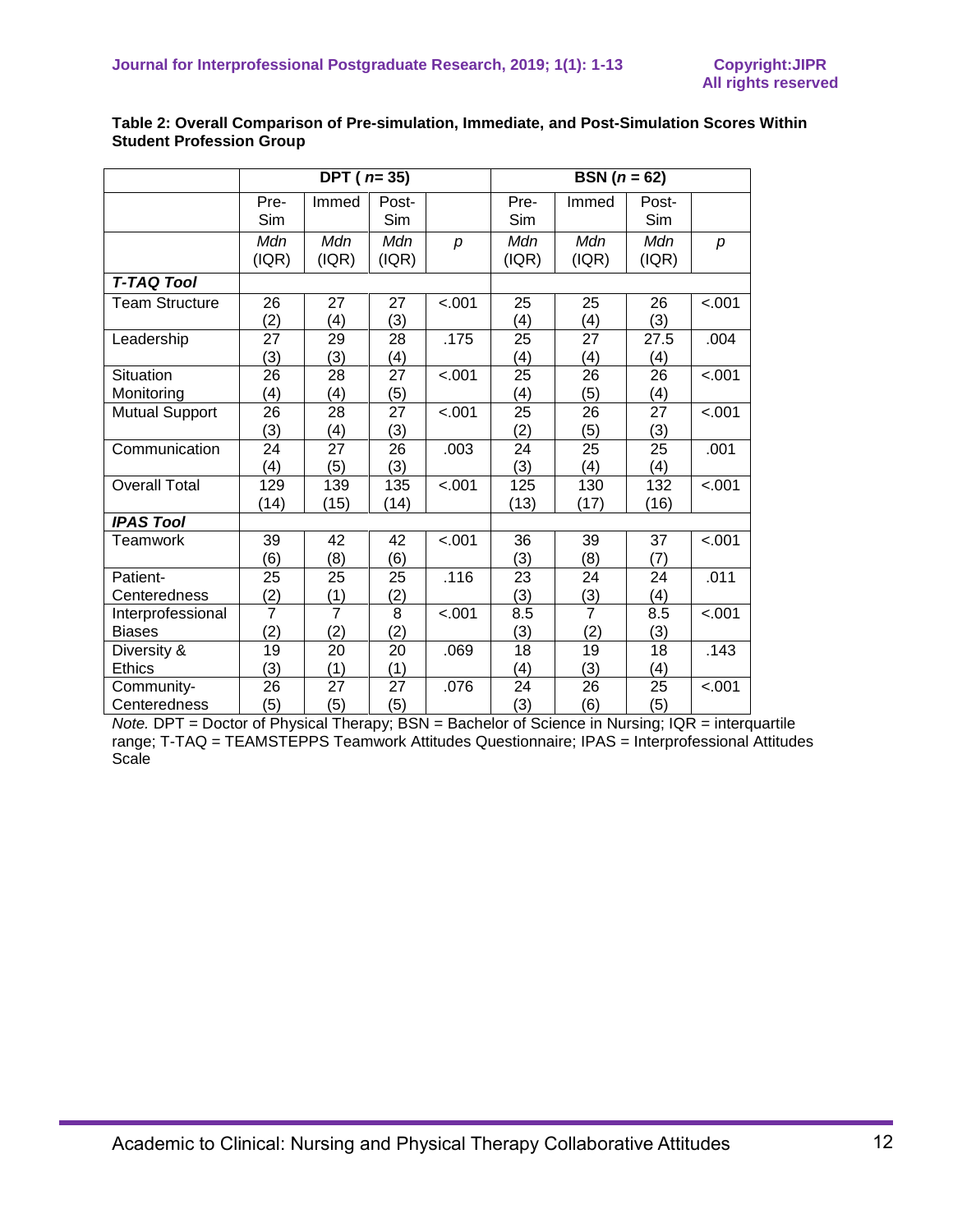**Table 2: Overall Comparison of Pre-simulation, Immediate, and Post-Simulation Scores Within Student Profession Group**

| | DPT ( *n*= 35) | | | | BSN (*n* = 62) | | | |
|---|---|---|---|---|---|---|---|---|
| | Pre-Sim | Immed | Post-Sim | | Pre-Sim | Immed | Post-Sim | |
| | *Mdn* (IQR) | *Mdn* (IQR) | *Mdn* (IQR) | *p* | *Mdn* (IQR) | *Mdn* (IQR) | *Mdn* (IQR) | *p* |
| ***T-TAQ Tool*** | | | | | | | | |
| Team Structure | 26 (2) | 27 (4) | 27 (3) | <.001 | 25 (4) | 25 (4) | 26 (3) | <.001 |
| Leadership | 27 (3) | 29 (3) | 28 (4) | .175 | 25 (4) | 27 (4) | 27.5 (4) | .004 |
| Situation Monitoring | 26 (4) | 28 (4) | 27 (5) | <.001 | 25 (4) | 26 (5) | 26 (4) | <.001 |
| Mutual Support | 26 (3) | 28 (4) | 27 (3) | <.001 | 25 (2) | 26 (5) | 27 (3) | <.001 |
| Communication | 24 (4) | 27 (5) | 26 (3) | .003 | 24 (3) | 25 (4) | 25 (4) | .001 |
| Overall Total | 129 (14) | 139 (15) | 135 (14) | <.001 | 125 (13) | 130 (17) | 132 (16) | <.001 |
| ***IPAS Tool*** | | | | | | | | |
| Teamwork | 39 (6) | 42 (8) | 42 (6) | <.001 | 36 (3) | 39 (8) | 37 (7) | <.001 |
| Patient-Centeredness | 25 (2) | 25 (1) | 25 (2) | .116 | 23 (3) | 24 (3) | 24 (4) | .011 |
| Interprofessional Biases | 7 (2) | 7 (2) | 8 (2) | <.001 | 8.5 (3) | 7 (2) | 8.5 (3) | <.001 |
| Diversity & Ethics | 19 (3) | 20 (1) | 20 (1) | .069 | 18 (4) | 19 (3) | 18 (4) | .143 |
| Community-Centeredness | 26 (5) | 27 (5) | 27 (5) | .076 | 24 (3) | 26 (6) | 25 (5) | <.001 |

*Note.* DPT = Doctor of Physical Therapy; BSN = Bachelor of Science in Nursing; IQR = interquartile range; T-TAQ = TEAMSTEPPS Teamwork Attitudes Questionnaire; IPAS = Interprofessional Attitudes Scale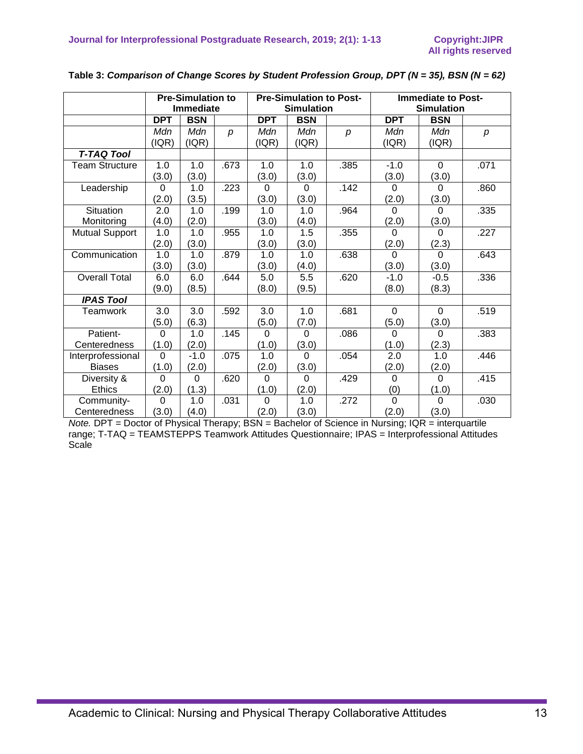**Table 3:** ***Comparison of Change Scores by Student Profession Group, DPT (N = 35), BSN (N = 62)***

| | Pre-Simulation to Immediate | | | Pre-Simulation to Post-Simulation | | | Immediate to Post-Simulation | | |
|---|---|---|---|---|---|---|---|---|---|
| | **DPT** | **BSN** | | **DPT** | **BSN** | | **DPT** | **BSN** | |
| | *Mdn* (IQR) | *Mdn* (IQR) | *p* | *Mdn* (IQR) | *Mdn* (IQR) | *p* | *Mdn* (IQR) | *Mdn* (IQR) | *p* |
| ***T-TAQ Tool*** | | | | | | | | | |
| Team Structure | 1.0 (3.0) | 1.0 (3.0) | .673 | 1.0 (3.0) | 1.0 (3.0) | .385 | -1.0 (3.0) | 0 (3.0) | .071 |
| Leadership | 0 (2.0) | 1.0 (3.5) | .223 | 0 (3.0) | 0 (3.0) | .142 | 0 (2.0) | 0 (3.0) | .860 |
| Situation Monitoring | 2.0 (4.0) | 1.0 (2.0) | .199 | 1.0 (3.0) | 1.0 (4.0) | .964 | 0 (2.0) | 0 (3.0) | .335 |
| Mutual Support | 1.0 (2.0) | 1.0 (3.0) | .955 | 1.0 (3.0) | 1.5 (3.0) | .355 | 0 (2.0) | 0 (2.3) | .227 |
| Communication | 1.0 (3.0) | 1.0 (3.0) | .879 | 1.0 (3.0) | 1.0 (4.0) | .638 | 0 (3.0) | 0 (3.0) | .643 |
| Overall Total | 6.0 (9.0) | 6.0 (8.5) | .644 | 5.0 (8.0) | 5.5 (9.5) | .620 | -1.0 (8.0) | -0.5 (8.3) | .336 |
| ***IPAS Tool*** | | | | | | | | | |
| Teamwork | 3.0 (5.0) | 3.0 (6.3) | .592 | 3.0 (5.0) | 1.0 (7.0) | .681 | 0 (5.0) | 0 (3.0) | .519 |
| Patient-Centeredness | 0 (1.0) | 1.0 (2.0) | .145 | 0 (1.0) | 0 (3.0) | .086 | 0 (1.0) | 0 (2.3) | .383 |
| Interprofessional Biases | 0 (1.0) | -1.0 (2.0) | .075 | 1.0 (2.0) | 0 (3.0) | .054 | 2.0 (2.0) | 1.0 (2.0) | .446 |
| Diversity & Ethics | 0 (2.0) | 0 (1.3) | .620 | 0 (1.0) | 0 (2.0) | .429 | 0 (0) | 0 (1.0) | .415 |
| Community-Centeredness | 0 (3.0) | 1.0 (4.0) | .031 | 0 (2.0) | 1.0 (3.0) | .272 | 0 (2.0) | 0 (3.0) | .030 |

*Note.* DPT = Doctor of Physical Therapy; BSN = Bachelor of Science in Nursing; IQR = interquartile range; T-TAQ = TEAMSTEPPS Teamwork Attitudes Questionnaire; IPAS = Interprofessional Attitudes Scale